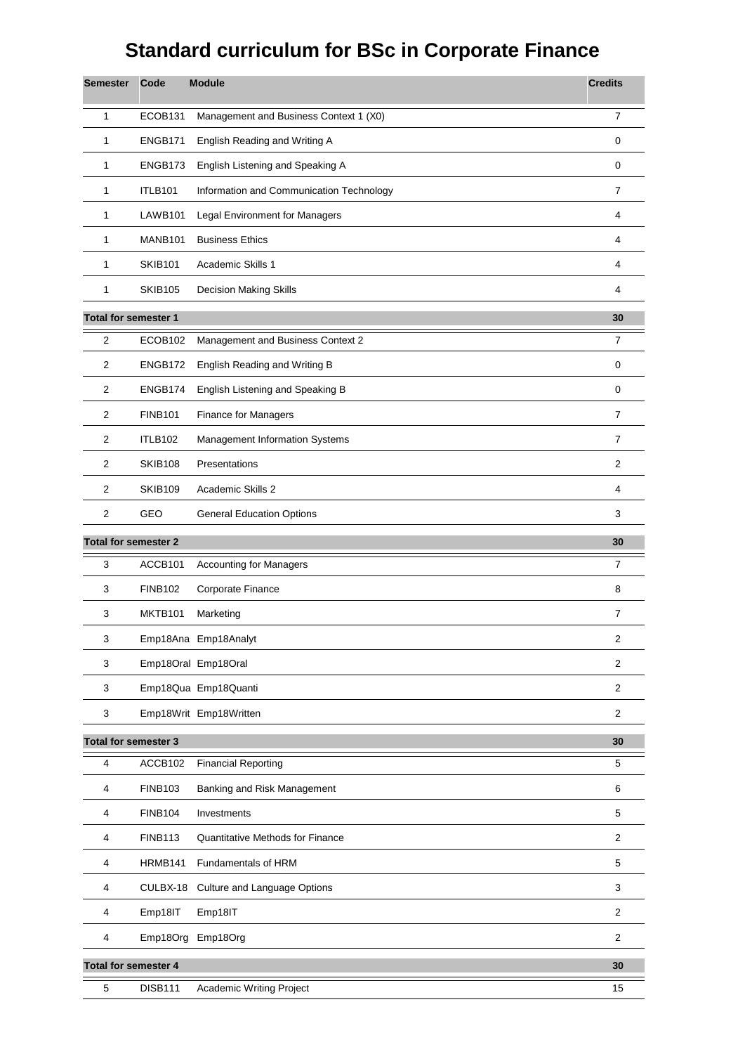# Standard curriculum for BSc in Corporate Finance

| Semester | Code | Module | Credits |
|---|---|---|---|
| 1 | ECOB131 | Management and Business Context 1 (X0) | 7 |
| 1 | ENGB171 | English Reading and Writing A | 0 |
| 1 | ENGB173 | English Listening and Speaking A | 0 |
| 1 | ITLB101 | Information and Communication Technology | 7 |
| 1 | LAWB101 | Legal Environment for Managers | 4 |
| 1 | MANB101 | Business Ethics | 4 |
| 1 | SKIB101 | Academic Skills 1 | 4 |
| 1 | SKIB105 | Decision Making Skills | 4 |
| **Total for semester 1** | | | **30** |
| 2 | ECOB102 | Management and Business Context 2 | 7 |
| 2 | ENGB172 | English Reading and Writing B | 0 |
| 2 | ENGB174 | English Listening and Speaking B | 0 |
| 2 | FINB101 | Finance for Managers | 7 |
| 2 | ITLB102 | Management Information Systems | 7 |
| 2 | SKIB108 | Presentations | 2 |
| 2 | SKIB109 | Academic Skills 2 | 4 |
| 2 | GEO | General Education Options | 3 |
| **Total for semester 2** | | | **30** |
| 3 | ACCB101 | Accounting for Managers | 7 |
| 3 | FINB102 | Corporate Finance | 8 |
| 3 | MKTB101 | Marketing | 7 |
| 3 | Emp18Ana | Emp18Analyt | 2 |
| 3 | Emp18Oral | Emp18Oral | 2 |
| 3 | Emp18Qua | Emp18Quanti | 2 |
| 3 | Emp18Writ | Emp18Written | 2 |
| **Total for semester 3** | | | **30** |
| 4 | ACCB102 | Financial Reporting | 5 |
| 4 | FINB103 | Banking and Risk Management | 6 |
| 4 | FINB104 | Investments | 5 |
| 4 | FINB113 | Quantitative Methods for Finance | 2 |
| 4 | HRMB141 | Fundamentals of HRM | 5 |
| 4 | CULBX-18 | Culture and Language Options | 3 |
| 4 | Emp18IT | Emp18IT | 2 |
| 4 | Emp18Org | Emp18Org | 2 |
| **Total for semester 4** | | | **30** |
| 5 | DISB111 | Academic Writing Project | 15 |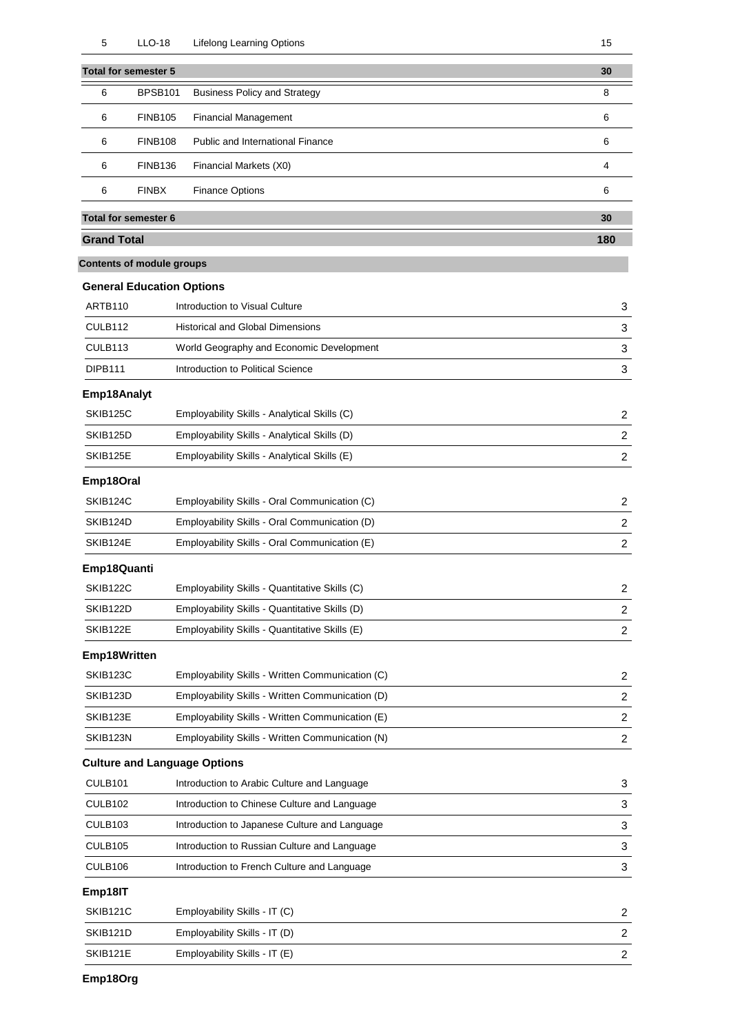| | | | |
|---|---|---|---|
| 5 | LLO-18 | Lifelong Learning Options | 15 |
| **Total for semester 5** | | | **30** |
| 6 | BPSB101 | Business Policy and Strategy | 8 |
| 6 | FINB105 | Financial Management | 6 |
| 6 | FINB108 | Public and International Finance | 6 |
| 6 | FINB136 | Financial Markets (X0) | 4 |
| 6 | FINBX | Finance Options | 6 |
| **Total for semester 6** | | | **30** |
| **Grand Total** | | | **180** |

## Contents of module groups

### General Education Options

| | | |
|---|---|---|
| ARTB110 | Introduction to Visual Culture | 3 |
| CULB112 | Historical and Global Dimensions | 3 |
| CULB113 | World Geography and Economic Development | 3 |
| DIPB111 | Introduction to Political Science | 3 |

### Emp18Analyt

| | | |
|---|---|---|
| SKIB125C | Employability Skills - Analytical Skills (C) | 2 |
| SKIB125D | Employability Skills - Analytical Skills (D) | 2 |
| SKIB125E | Employability Skills - Analytical Skills (E) | 2 |

### Emp18Oral

| | | |
|---|---|---|
| SKIB124C | Employability Skills - Oral Communication (C) | 2 |
| SKIB124D | Employability Skills - Oral Communication (D) | 2 |
| SKIB124E | Employability Skills - Oral Communication (E) | 2 |

### Emp18Quanti

| | | |
|---|---|---|
| SKIB122C | Employability Skills - Quantitative Skills (C) | 2 |
| SKIB122D | Employability Skills - Quantitative Skills (D) | 2 |
| SKIB122E | Employability Skills - Quantitative Skills (E) | 2 |

### Emp18Written

| | | |
|---|---|---|
| SKIB123C | Employability Skills - Written Communication (C) | 2 |
| SKIB123D | Employability Skills - Written Communication (D) | 2 |
| SKIB123E | Employability Skills - Written Communication (E) | 2 |
| SKIB123N | Employability Skills - Written Communication (N) | 2 |

### Culture and Language Options

| | | |
|---|---|---|
| CULB101 | Introduction to Arabic Culture and Language | 3 |
| CULB102 | Introduction to Chinese Culture and Language | 3 |
| CULB103 | Introduction to Japanese Culture and Language | 3 |
| CULB105 | Introduction to Russian Culture and Language | 3 |
| CULB106 | Introduction to French Culture and Language | 3 |

### Emp18IT

| | | |
|---|---|---|
| SKIB121C | Employability Skills - IT (C) | 2 |
| SKIB121D | Employability Skills - IT (D) | 2 |
| SKIB121E | Employability Skills - IT (E) | 2 |

### Emp18Org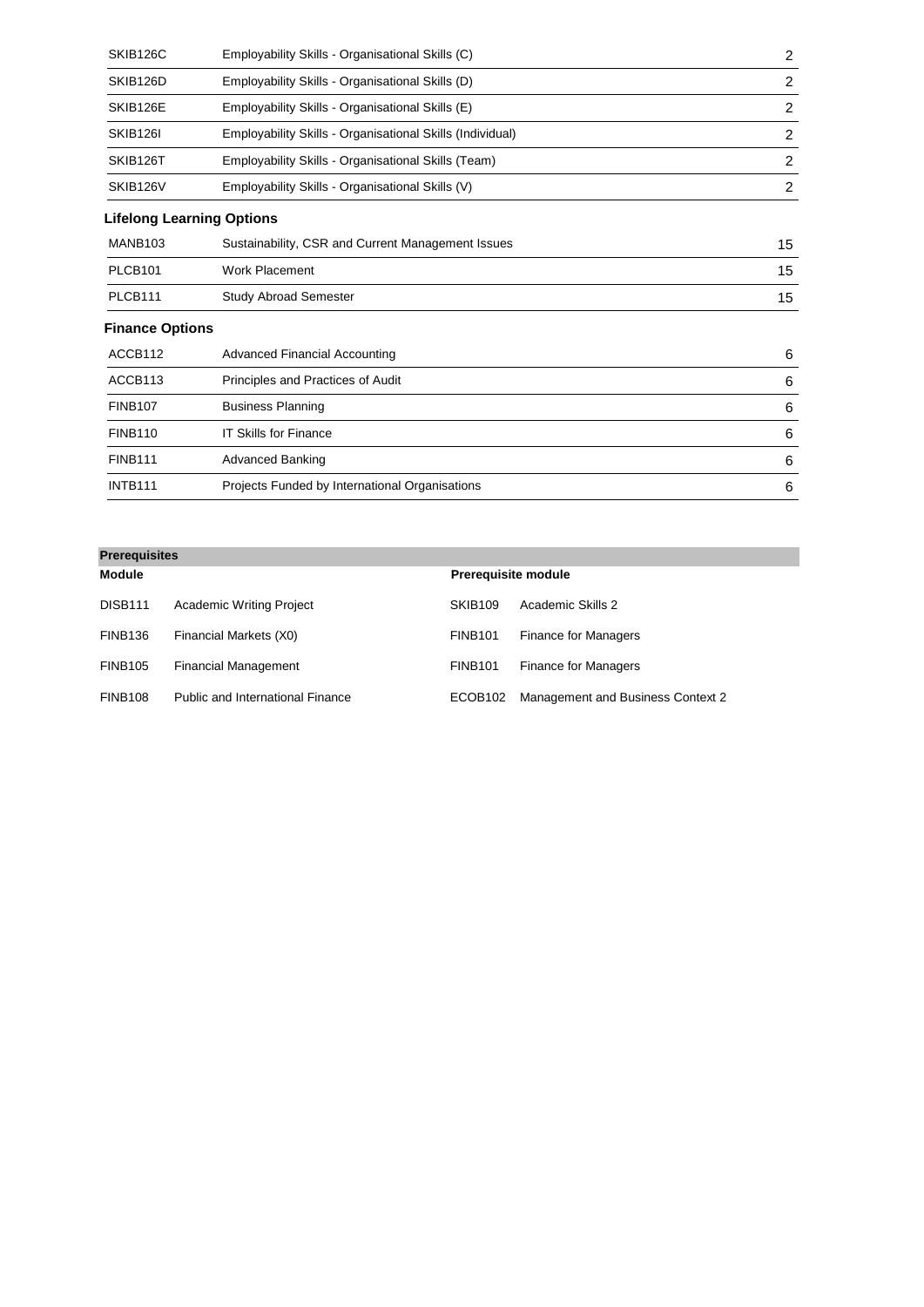| | | |
|---|---|---|
| SKIB126C | Employability Skills - Organisational Skills (C) | 2 |
| SKIB126D | Employability Skills - Organisational Skills (D) | 2 |
| SKIB126E | Employability Skills - Organisational Skills (E) | 2 |
| SKIB126I | Employability Skills - Organisational Skills (Individual) | 2 |
| SKIB126T | Employability Skills - Organisational Skills (Team) | 2 |
| SKIB126V | Employability Skills - Organisational Skills (V) | 2 |

**Lifelong Learning Options**

| | | |
|---|---|---|
| MANB103 | Sustainability, CSR and Current Management Issues | 15 |
| PLCB101 | Work Placement | 15 |
| PLCB111 | Study Abroad Semester | 15 |

**Finance Options**

| | | |
|---|---|---|
| ACCB112 | Advanced Financial Accounting | 6 |
| ACCB113 | Principles and Practices of Audit | 6 |
| FINB107 | Business Planning | 6 |
| FINB110 | IT Skills for Finance | 6 |
| FINB111 | Advanced Banking | 6 |
| INTB111 | Projects Funded by International Organisations | 6 |

**Prerequisites**

| Module | | Prerequisite module | |
|---|---|---|---|
| DISB111 | Academic Writing Project | SKIB109 | Academic Skills 2 |
| FINB136 | Financial Markets (X0) | FINB101 | Finance for Managers |
| FINB105 | Financial Management | FINB101 | Finance for Managers |
| FINB108 | Public and International Finance | ECOB102 | Management and Business Context 2 |